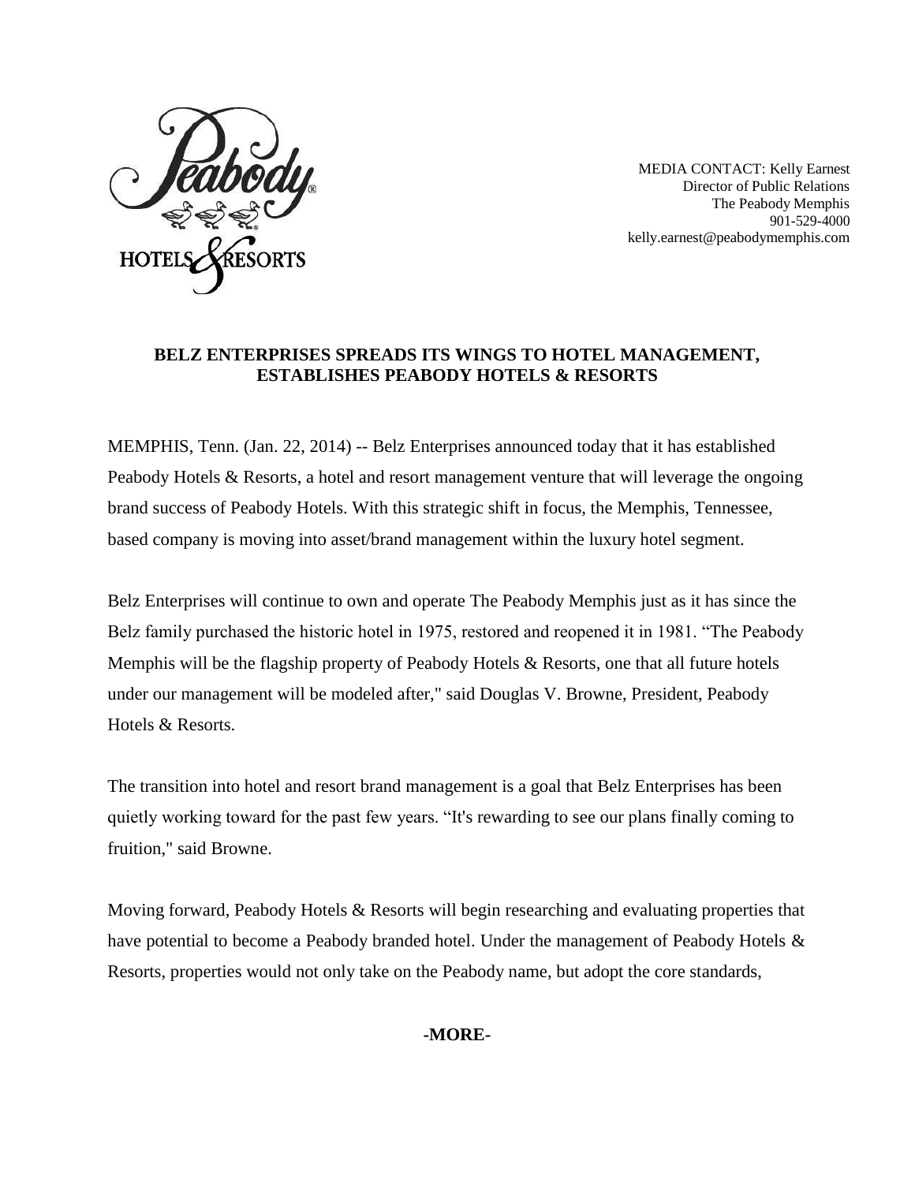MEDIA CONTACT: Kelly Earnest
Director of Public Relations
The Peabody Memphis
901-529-4000
kelly.earnest@peabodymemphis.com

**BELZ ENTERPRISES SPREADS ITS WINGS TO HOTEL MANAGEMENT, ESTABLISHES PEABODY HOTELS & RESORTS**

MEMPHIS, Tenn. (Jan. 22, 2014) -- Belz Enterprises announced today that it has established Peabody Hotels & Resorts, a hotel and resort management venture that will leverage the ongoing brand success of Peabody Hotels. With this strategic shift in focus, the Memphis, Tennessee, based company is moving into asset/brand management within the luxury hotel segment.

Belz Enterprises will continue to own and operate The Peabody Memphis just as it has since the Belz family purchased the historic hotel in 1975, restored and reopened it in 1981. "The Peabody Memphis will be the flagship property of Peabody Hotels & Resorts, one that all future hotels under our management will be modeled after," said Douglas V. Browne, President, Peabody Hotels & Resorts.

The transition into hotel and resort brand management is a goal that Belz Enterprises has been quietly working toward for the past few years. "It's rewarding to see our plans finally coming to fruition," said Browne.

Moving forward, Peabody Hotels & Resorts will begin researching and evaluating properties that have potential to become a Peabody branded hotel. Under the management of Peabody Hotels & Resorts, properties would not only take on the Peabody name, but adopt the core standards,

**-MORE-**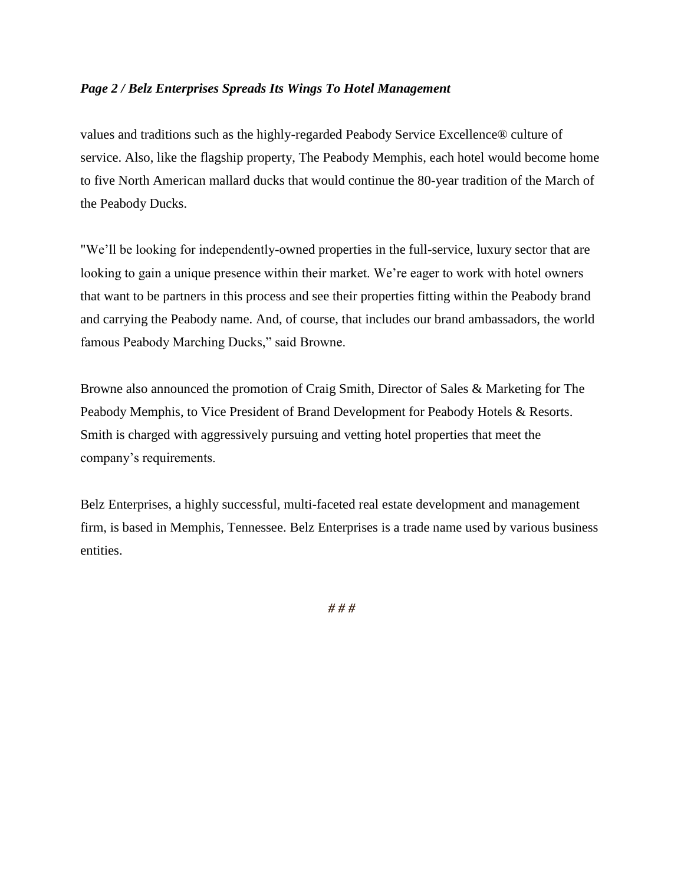values and traditions such as the highly-regarded Peabody Service Excellence® culture of service. Also, like the flagship property, The Peabody Memphis, each hotel would become home to five North American mallard ducks that would continue the 80-year tradition of the March of the Peabody Ducks.

"We'll be looking for independently-owned properties in the full-service, luxury sector that are looking to gain a unique presence within their market. We're eager to work with hotel owners that want to be partners in this process and see their properties fitting within the Peabody brand and carrying the Peabody name. And, of course, that includes our brand ambassadors, the world famous Peabody Marching Ducks," said Browne.

Browne also announced the promotion of Craig Smith, Director of Sales & Marketing for The Peabody Memphis, to Vice President of Brand Development for Peabody Hotels & Resorts. Smith is charged with aggressively pursuing and vetting hotel properties that meet the company's requirements.

Belz Enterprises, a highly successful, multi-faceted real estate development and management firm, is based in Memphis, Tennessee. Belz Enterprises is a trade name used by various business entities.

# # #